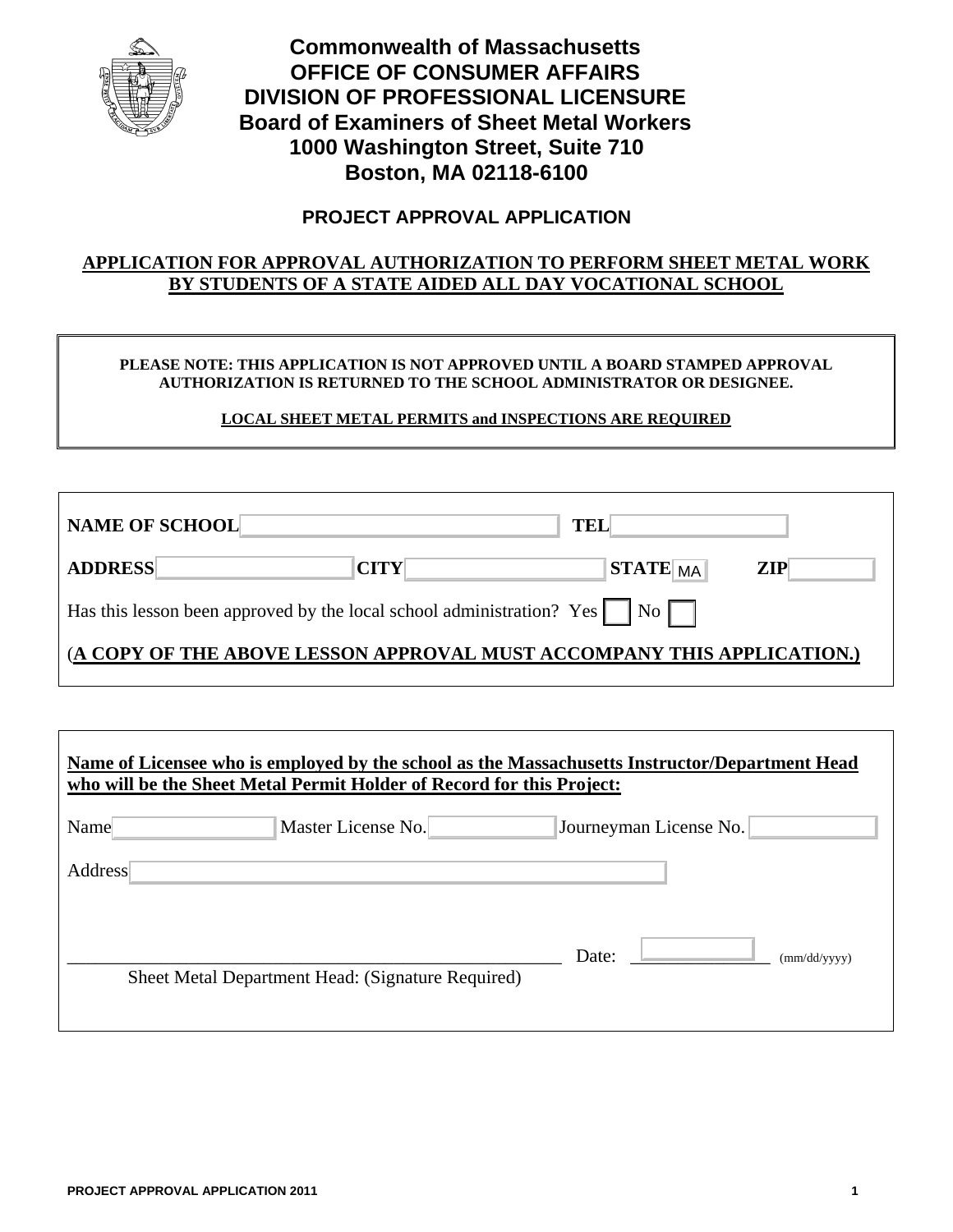# Commonwealth of Massachusetts
# OFFICE OF CONSUMER AFFAIRS
# DIVISION OF PROFESSIONAL LICENSURE
# Board of Examiners of Sheet Metal Workers
# 1000 Washington Street, Suite 710
# Boston, MA 02118-6100

## PROJECT APPROVAL APPLICATION

**APPLICATION FOR APPROVAL AUTHORIZATION TO PERFORM SHEET METAL WORK BY STUDENTS OF A STATE AIDED ALL DAY VOCATIONAL SCHOOL**

**PLEASE NOTE: THIS APPLICATION IS NOT APPROVED UNTIL A BOARD STAMPED APPROVAL AUTHORIZATION IS RETURNED TO THE SCHOOL ADMINISTRATOR OR DESIGNEE.**

**LOCAL SHEET METAL PERMITS and INSPECTIONS ARE REQUIRED**

**NAME OF SCHOOL** ____________________ **TEL** ____________________

**ADDRESS** ____________________ **CITY** ____________________ **STATE** MA **ZIP** __________

Has this lesson been approved by the local school administration? Yes ☐ No ☐

(**A COPY OF THE ABOVE LESSON APPROVAL MUST ACCOMPANY THIS APPLICATION.)**

**Name of Licensee who is employed by the school as the Massachusetts Instructor/Department Head who will be the Sheet Metal Permit Holder of Record for this Project:**

Name ____________________ Master License No. __________ Journeyman License No. __________

Address ________________________________________

________________________________________ Date: __________ (mm/dd/yyyy)

Sheet Metal Department Head: (Signature Required)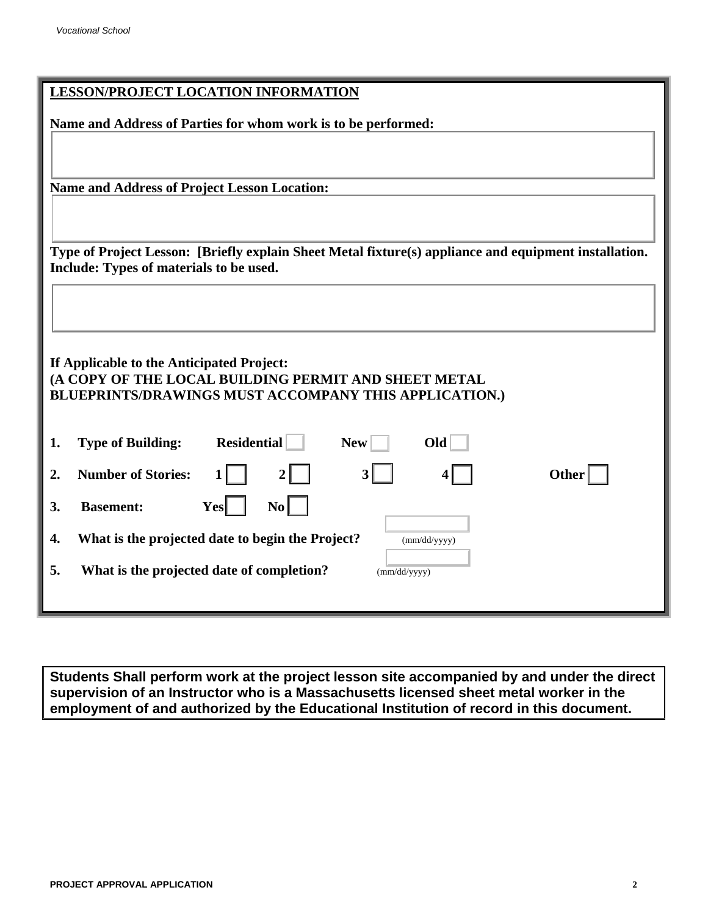## LESSON/PROJECT LOCATION INFORMATION

**Name and Address of Parties for whom work is to be performed:**

**Name and Address of Project Lesson Location:**

**Type of Project Lesson: [Briefly explain Sheet Metal fixture(s) appliance and equipment installation. Include: Types of materials to be used.**

**If Applicable to the Anticipated Project:**
**(A COPY OF THE LOCAL BUILDING PERMIT AND SHEET METAL BLUEPRINTS/DRAWINGS MUST ACCOMPANY THIS APPLICATION.)**

1. **Type of Building:** **Residential** ☐ **New** ☐ **Old** ☐
2. **Number of Stories:** **1** ☐ **2** ☐ **3** ☐ **4** ☐ **Other** ☐
3. **Basement:** **Yes** ☐ **No** ☐
4. **What is the projected date to begin the Project?** (mm/dd/yyyy)
5. **What is the projected date of completion?** (mm/dd/yyyy)

**Students Shall perform work at the project lesson site accompanied by and under the direct supervision of an Instructor who is a Massachusetts licensed sheet metal worker in the employment of and authorized by the Educational Institution of record in this document.**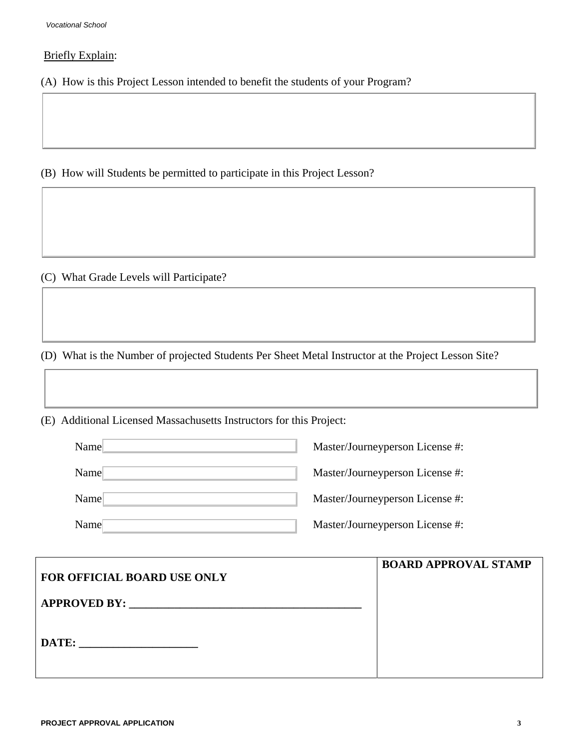Briefly Explain:

(A) How is this Project Lesson intended to benefit the students of your Program?

(B) How will Students be permitted to participate in this Project Lesson?

(C) What Grade Levels will Participate?

(D) What is the Number of projected Students Per Sheet Metal Instructor at the Project Lesson Site?

(E) Additional Licensed Massachusetts Instructors for this Project:

Name ____________________ Master/Journeyperson License #:

Name ____________________ Master/Journeyperson License #:

Name ____________________ Master/Journeyperson License #:

Name ____________________ Master/Journeyperson License #:

| | |
|---|---|
| **FOR OFFICIAL BOARD USE ONLY**<br><br>**APPROVED BY: ________________________________________**<br><br>**DATE: _____________________** | **BOARD APPROVAL STAMP** |